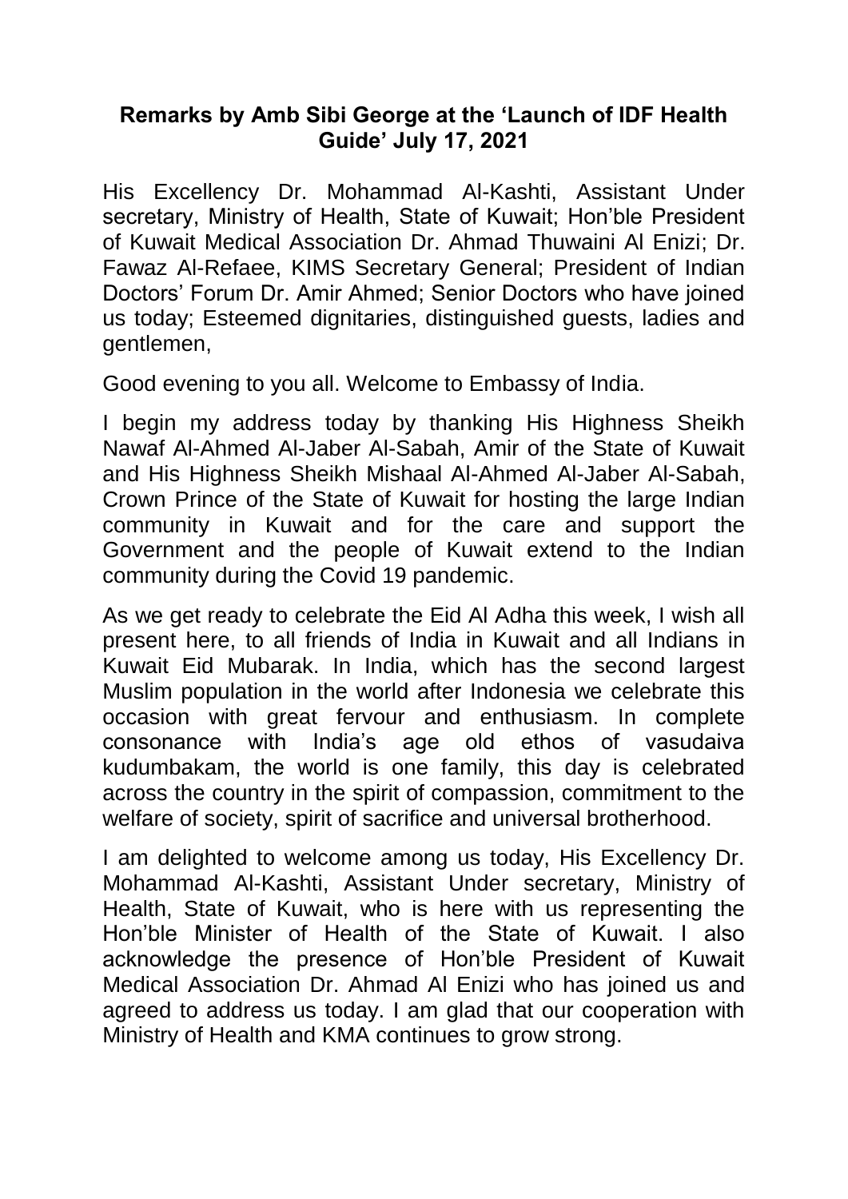**Remarks by Amb Sibi George at the 'Launch of IDF Health Guide' July 17, 2021**

His Excellency Dr. Mohammad Al-Kashti, Assistant Under secretary, Ministry of Health, State of Kuwait; Hon'ble President of Kuwait Medical Association Dr. Ahmad Thuwaini Al Enizi; Dr. Fawaz Al-Refaee, KIMS Secretary General; President of Indian Doctors' Forum Dr. Amir Ahmed; Senior Doctors who have joined us today; Esteemed dignitaries, distinguished guests, ladies and gentlemen,

Good evening to you all. Welcome to Embassy of India.

I begin my address today by thanking His Highness Sheikh Nawaf Al-Ahmed Al-Jaber Al-Sabah, Amir of the State of Kuwait and His Highness Sheikh Mishaal Al-Ahmed Al-Jaber Al-Sabah, Crown Prince of the State of Kuwait for hosting the large Indian community in Kuwait and for the care and support the Government and the people of Kuwait extend to the Indian community during the Covid 19 pandemic.

As we get ready to celebrate the Eid Al Adha this week, I wish all present here, to all friends of India in Kuwait and all Indians in Kuwait Eid Mubarak. In India, which has the second largest Muslim population in the world after Indonesia we celebrate this occasion with great fervour and enthusiasm. In complete consonance with India's age old ethos of vasudaiva kudumbakam, the world is one family, this day is celebrated across the country in the spirit of compassion, commitment to the welfare of society, spirit of sacrifice and universal brotherhood.

I am delighted to welcome among us today, His Excellency Dr. Mohammad Al-Kashti, Assistant Under secretary, Ministry of Health, State of Kuwait, who is here with us representing the Hon'ble Minister of Health of the State of Kuwait. I also acknowledge the presence of Hon'ble President of Kuwait Medical Association Dr. Ahmad Al Enizi who has joined us and agreed to address us today. I am glad that our cooperation with Ministry of Health and KMA continues to grow strong.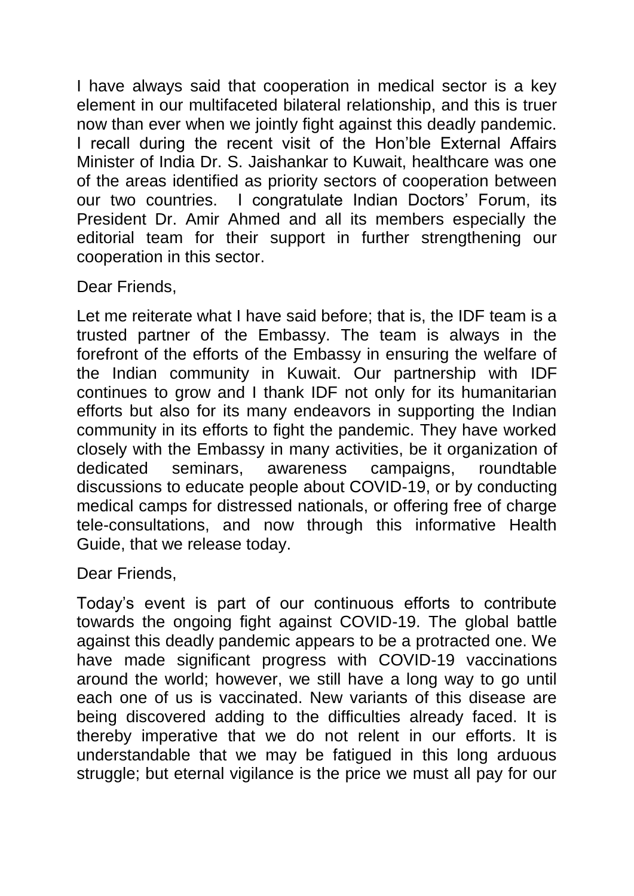I have always said that cooperation in medical sector is a key element in our multifaceted bilateral relationship, and this is truer now than ever when we jointly fight against this deadly pandemic. I recall during the recent visit of the Hon'ble External Affairs Minister of India Dr. S. Jaishankar to Kuwait, healthcare was one of the areas identified as priority sectors of cooperation between our two countries. I congratulate Indian Doctors' Forum, its President Dr. Amir Ahmed and all its members especially the editorial team for their support in further strengthening our cooperation in this sector.

Dear Friends,

Let me reiterate what I have said before; that is, the IDF team is a trusted partner of the Embassy. The team is always in the forefront of the efforts of the Embassy in ensuring the welfare of the Indian community in Kuwait. Our partnership with IDF continues to grow and I thank IDF not only for its humanitarian efforts but also for its many endeavors in supporting the Indian community in its efforts to fight the pandemic. They have worked closely with the Embassy in many activities, be it organization of dedicated seminars, awareness campaigns, roundtable discussions to educate people about COVID-19, or by conducting medical camps for distressed nationals, or offering free of charge tele-consultations, and now through this informative Health Guide, that we release today.

Dear Friends,

Today's event is part of our continuous efforts to contribute towards the ongoing fight against COVID-19. The global battle against this deadly pandemic appears to be a protracted one. We have made significant progress with COVID-19 vaccinations around the world; however, we still have a long way to go until each one of us is vaccinated. New variants of this disease are being discovered adding to the difficulties already faced. It is thereby imperative that we do not relent in our efforts. It is understandable that we may be fatigued in this long arduous struggle; but eternal vigilance is the price we must all pay for our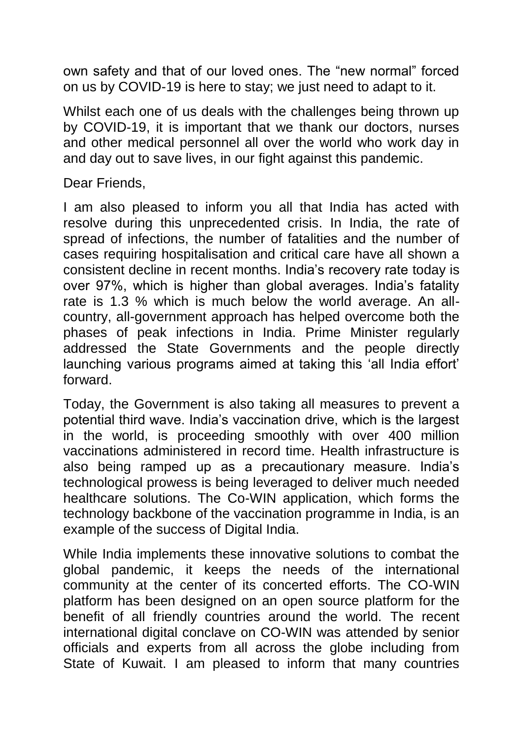own safety and that of our loved ones. The "new normal" forced on us by COVID-19 is here to stay; we just need to adapt to it.

Whilst each one of us deals with the challenges being thrown up by COVID-19, it is important that we thank our doctors, nurses and other medical personnel all over the world who work day in and day out to save lives, in our fight against this pandemic.

Dear Friends,

I am also pleased to inform you all that India has acted with resolve during this unprecedented crisis. In India, the rate of spread of infections, the number of fatalities and the number of cases requiring hospitalisation and critical care have all shown a consistent decline in recent months. India's recovery rate today is over 97%, which is higher than global averages. India's fatality rate is 1.3 % which is much below the world average. An all-country, all-government approach has helped overcome both the phases of peak infections in India. Prime Minister regularly addressed the State Governments and the people directly launching various programs aimed at taking this 'all India effort' forward.

Today, the Government is also taking all measures to prevent a potential third wave. India's vaccination drive, which is the largest in the world, is proceeding smoothly with over 400 million vaccinations administered in record time. Health infrastructure is also being ramped up as a precautionary measure. India's technological prowess is being leveraged to deliver much needed healthcare solutions. The Co-WIN application, which forms the technology backbone of the vaccination programme in India, is an example of the success of Digital India.

While India implements these innovative solutions to combat the global pandemic, it keeps the needs of the international community at the center of its concerted efforts. The CO-WIN platform has been designed on an open source platform for the benefit of all friendly countries around the world. The recent international digital conclave on CO-WIN was attended by senior officials and experts from all across the globe including from State of Kuwait. I am pleased to inform that many countries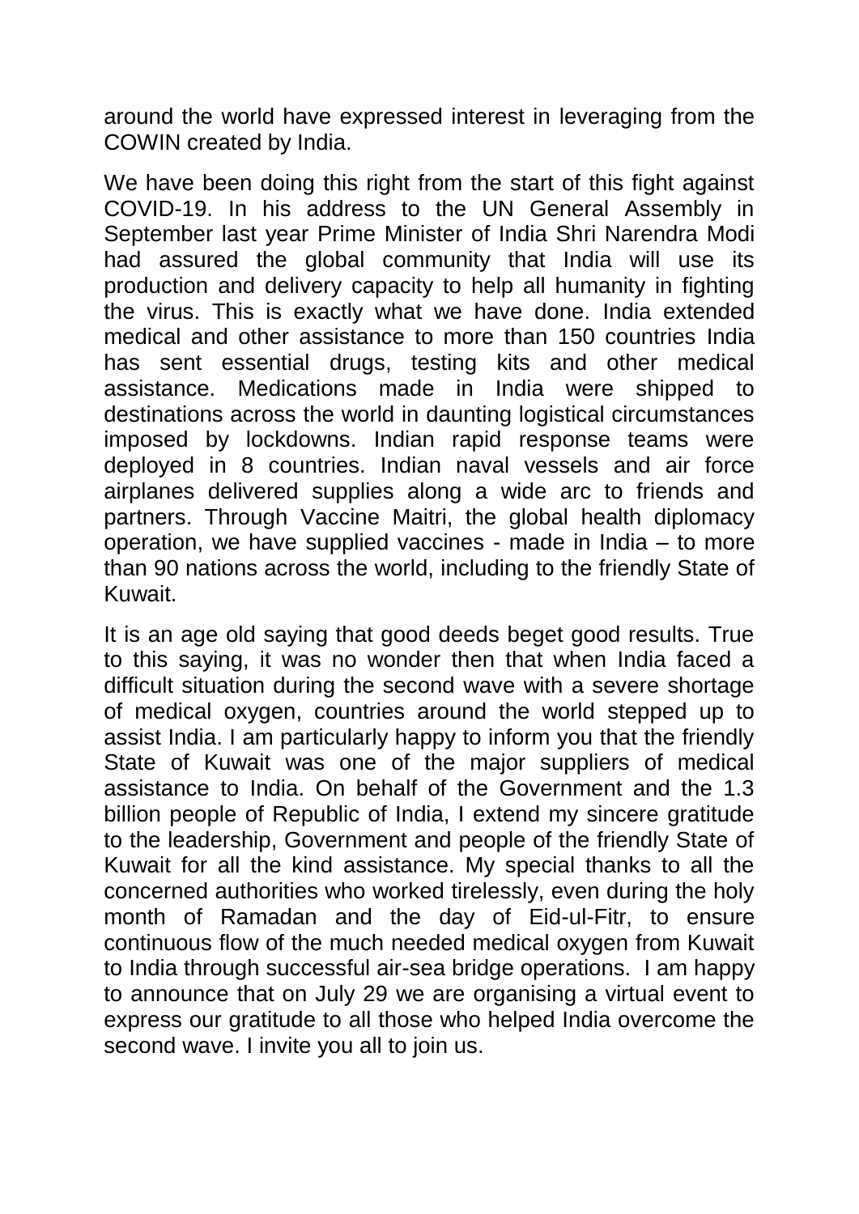around the world have expressed interest in leveraging from the COWIN created by India.

We have been doing this right from the start of this fight against COVID-19. In his address to the UN General Assembly in September last year Prime Minister of India Shri Narendra Modi had assured the global community that India will use its production and delivery capacity to help all humanity in fighting the virus. This is exactly what we have done. India extended medical and other assistance to more than 150 countries India has sent essential drugs, testing kits and other medical assistance. Medications made in India were shipped to destinations across the world in daunting logistical circumstances imposed by lockdowns. Indian rapid response teams were deployed in 8 countries. Indian naval vessels and air force airplanes delivered supplies along a wide arc to friends and partners. Through Vaccine Maitri, the global health diplomacy operation, we have supplied vaccines - made in India – to more than 90 nations across the world, including to the friendly State of Kuwait.

It is an age old saying that good deeds beget good results. True to this saying, it was no wonder then that when India faced a difficult situation during the second wave with a severe shortage of medical oxygen, countries around the world stepped up to assist India. I am particularly happy to inform you that the friendly State of Kuwait was one of the major suppliers of medical assistance to India. On behalf of the Government and the 1.3 billion people of Republic of India, I extend my sincere gratitude to the leadership, Government and people of the friendly State of Kuwait for all the kind assistance. My special thanks to all the concerned authorities who worked tirelessly, even during the holy month of Ramadan and the day of Eid-ul-Fitr, to ensure continuous flow of the much needed medical oxygen from Kuwait to India through successful air-sea bridge operations. I am happy to announce that on July 29 we are organising a virtual event to express our gratitude to all those who helped India overcome the second wave. I invite you all to join us.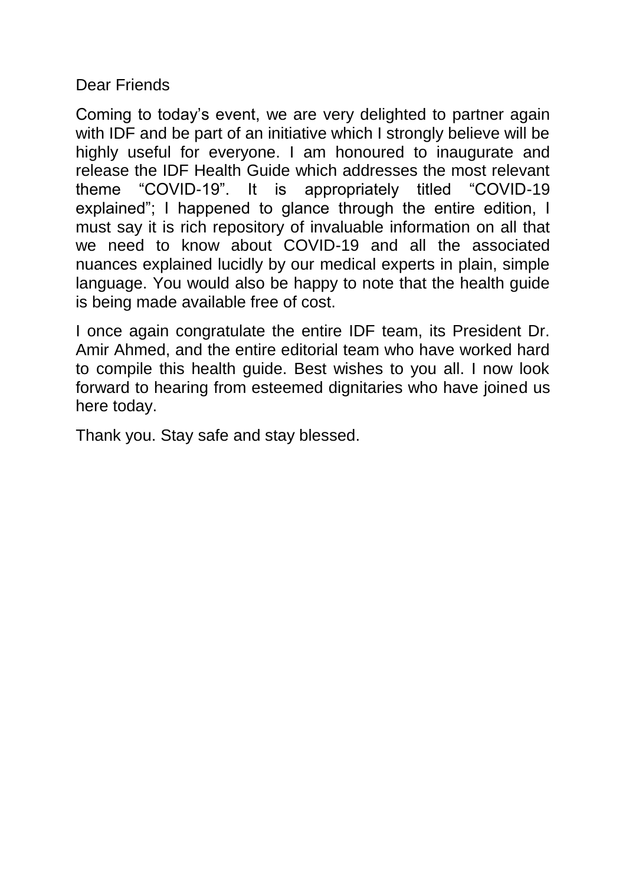Dear Friends

Coming to today's event, we are very delighted to partner again with IDF and be part of an initiative which I strongly believe will be highly useful for everyone. I am honoured to inaugurate and release the IDF Health Guide which addresses the most relevant theme "COVID-19". It is appropriately titled "COVID-19 explained"; I happened to glance through the entire edition, I must say it is rich repository of invaluable information on all that we need to know about COVID-19 and all the associated nuances explained lucidly by our medical experts in plain, simple language. You would also be happy to note that the health guide is being made available free of cost.

I once again congratulate the entire IDF team, its President Dr. Amir Ahmed, and the entire editorial team who have worked hard to compile this health guide. Best wishes to you all. I now look forward to hearing from esteemed dignitaries who have joined us here today.

Thank you. Stay safe and stay blessed.